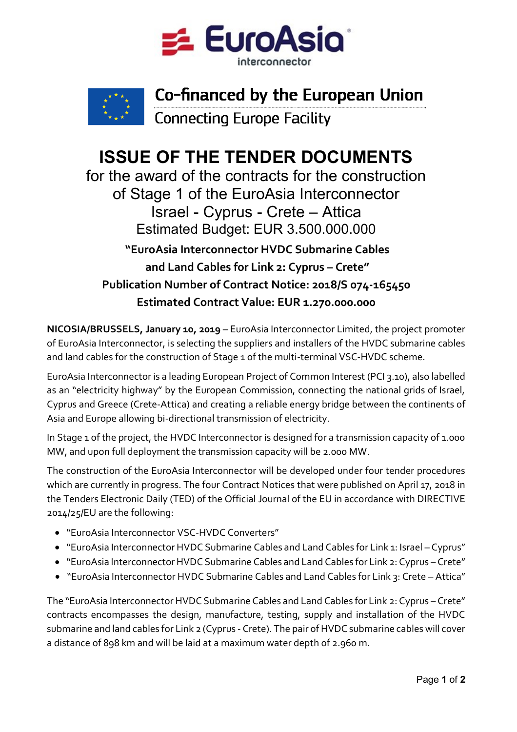EuroAsia interconnector

Co-financed by the European Union

Connecting Europe Facility

# ISSUE OF THE TENDER DOCUMENTS

## for the award of the contracts for the construction of Stage 1 of the EuroAsia Interconnector Israel - Cyprus - Crete – Attica

### Estimated Budget: EUR 3.500.000.000

**"EuroAsia Interconnector HVDC Submarine Cables and Land Cables for Link 2: Cyprus – Crete"**

**Publication Number of Contract Notice: 2018/S 074-165450**

**Estimated Contract Value: EUR 1.270.000.000**

**NICOSIA/BRUSSELS, January 10, 2019** – EuroAsia Interconnector Limited, the project promoter of EuroAsia Interconnector, is selecting the suppliers and installers of the HVDC submarine cables and land cables for the construction of Stage 1 of the multi-terminal VSC-HVDC scheme.

EuroAsia Interconnector is a leading European Project of Common Interest (PCI 3.10), also labelled as an "electricity highway" by the European Commission, connecting the national grids of Israel, Cyprus and Greece (Crete-Attica) and creating a reliable energy bridge between the continents of Asia and Europe allowing bi-directional transmission of electricity.

In Stage 1 of the project, the HVDC Interconnector is designed for a transmission capacity of 1.000 MW, and upon full deployment the transmission capacity will be 2.000 MW.

The construction of the EuroAsia Interconnector will be developed under four tender procedures which are currently in progress. The four Contract Notices that were published on April 17, 2018 in the Tenders Electronic Daily (TED) of the Official Journal of the EU in accordance with DIRECTIVE 2014/25/EU are the following:

- "EuroAsia Interconnector VSC-HVDC Converters"
- "EuroAsia Interconnector HVDC Submarine Cables and Land Cables for Link 1: Israel – Cyprus"
- "EuroAsia Interconnector HVDC Submarine Cables and Land Cables for Link 2: Cyprus – Crete"
- "EuroAsia Interconnector HVDC Submarine Cables and Land Cables for Link 3: Crete – Attica"

The "EuroAsia Interconnector HVDC Submarine Cables and Land Cables for Link 2: Cyprus – Crete" contracts encompasses the design, manufacture, testing, supply and installation of the HVDC submarine and land cables for Link 2 (Cyprus - Crete). The pair of HVDC submarine cables will cover a distance of 898 km and will be laid at a maximum water depth of 2.960 m.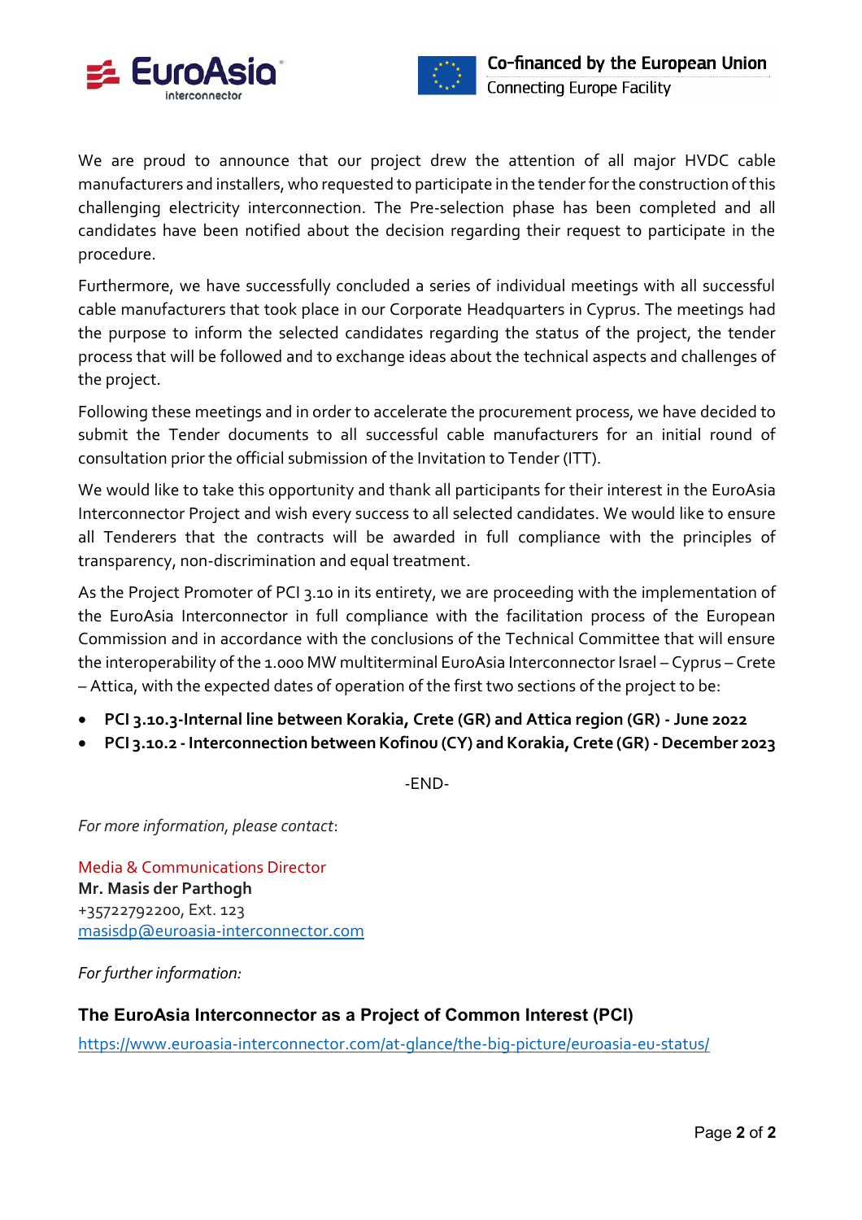We are proud to announce that our project drew the attention of all major HVDC cable manufacturers and installers, who requested to participate in the tender for the construction of this challenging electricity interconnection. The Pre-selection phase has been completed and all candidates have been notified about the decision regarding their request to participate in the procedure.

Furthermore, we have successfully concluded a series of individual meetings with all successful cable manufacturers that took place in our Corporate Headquarters in Cyprus. The meetings had the purpose to inform the selected candidates regarding the status of the project, the tender process that will be followed and to exchange ideas about the technical aspects and challenges of the project.

Following these meetings and in order to accelerate the procurement process, we have decided to submit the Tender documents to all successful cable manufacturers for an initial round of consultation prior the official submission of the Invitation to Tender (ITT).

We would like to take this opportunity and thank all participants for their interest in the EuroAsia Interconnector Project and wish every success to all selected candidates. We would like to ensure all Tenderers that the contracts will be awarded in full compliance with the principles of transparency, non-discrimination and equal treatment.

As the Project Promoter of PCI 3.10 in its entirety, we are proceeding with the implementation of the EuroAsia Interconnector in full compliance with the facilitation process of the European Commission and in accordance with the conclusions of the Technical Committee that will ensure the interoperability of the 1.000 MW multiterminal EuroAsia Interconnector Israel – Cyprus – Crete – Attica, with the expected dates of operation of the first two sections of the project to be:

- **PCI 3.10.3-Internal line between Korakia, Crete (GR) and Attica region (GR) - June 2022**
- **PCI 3.10.2 - Interconnection between Kofinou (CY) and Korakia, Crete (GR) - December 2023**

-END-

*For more information, please contact*:

Media & Communications Director
**Mr. Masis der Parthogh**
+35722792200, Ext. 123
masisdp@euroasia-interconnector.com

*For further information:*

**The EuroAsia Interconnector as a Project of Common Interest (PCI)**

https://www.euroasia-interconnector.com/at-glance/the-big-picture/euroasia-eu-status/